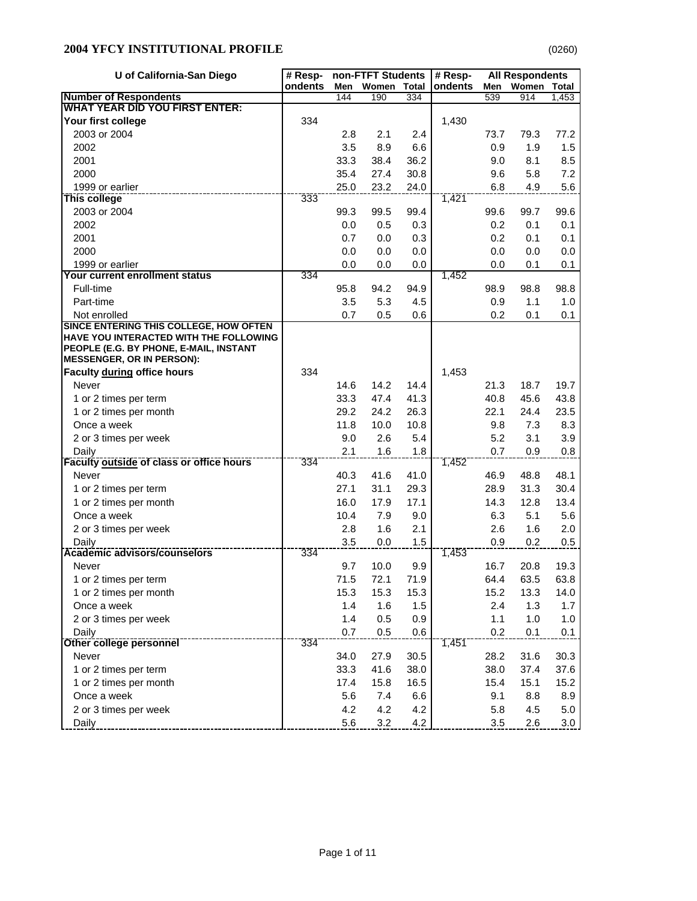## 2004 YFCY INSTITUTIONAL PROFILE

(0260)

| U of California-San Diego | # Respondents | non-FTFT Students | | | # Respondents | All Respondents | | |
|---|---|---|---|---|---|---|---|---|
| | | Men | Women | Total | | Men | Women | Total |
| **Number of Respondents** | | 144 | 190 | 334 | | 539 | 914 | 1,453 |
| **WHAT YEAR DID YOU FIRST ENTER:** | | | | | | | | |
| **Your first college** | 334 | | | | 1,430 | | | |
| 2003 or 2004 | | 2.8 | 2.1 | 2.4 | | 73.7 | 79.3 | 77.2 |
| 2002 | | 3.5 | 8.9 | 6.6 | | 0.9 | 1.9 | 1.5 |
| 2001 | | 33.3 | 38.4 | 36.2 | | 9.0 | 8.1 | 8.5 |
| 2000 | | 35.4 | 27.4 | 30.8 | | 9.6 | 5.8 | 7.2 |
| 1999 or earlier | | 25.0 | 23.2 | 24.0 | | 6.8 | 4.9 | 5.6 |
| **This college** | 333 | | | | 1,421 | | | |
| 2003 or 2004 | | 99.3 | 99.5 | 99.4 | | 99.6 | 99.7 | 99.6 |
| 2002 | | 0.0 | 0.5 | 0.3 | | 0.2 | 0.1 | 0.1 |
| 2001 | | 0.7 | 0.0 | 0.3 | | 0.2 | 0.1 | 0.1 |
| 2000 | | 0.0 | 0.0 | 0.0 | | 0.0 | 0.0 | 0.0 |
| 1999 or earlier | | 0.0 | 0.0 | 0.0 | | 0.0 | 0.1 | 0.1 |
| **Your current enrollment status** | 334 | | | | 1,452 | | | |
| Full-time | | 95.8 | 94.2 | 94.9 | | 98.9 | 98.8 | 98.8 |
| Part-time | | 3.5 | 5.3 | 4.5 | | 0.9 | 1.1 | 1.0 |
| Not enrolled | | 0.7 | 0.5 | 0.6 | | 0.2 | 0.1 | 0.1 |
| **SINCE ENTERING THIS COLLEGE, HOW OFTEN HAVE YOU INTERACTED WITH THE FOLLOWING PEOPLE (E.G. BY PHONE, E-MAIL, INSTANT MESSENGER, OR IN PERSON):** | | | | | | | | |
| **Faculty during office hours** | 334 | | | | 1,453 | | | |
| Never | | 14.6 | 14.2 | 14.4 | | 21.3 | 18.7 | 19.7 |
| 1 or 2 times per term | | 33.3 | 47.4 | 41.3 | | 40.8 | 45.6 | 43.8 |
| 1 or 2 times per month | | 29.2 | 24.2 | 26.3 | | 22.1 | 24.4 | 23.5 |
| Once a week | | 11.8 | 10.0 | 10.8 | | 9.8 | 7.3 | 8.3 |
| 2 or 3 times per week | | 9.0 | 2.6 | 5.4 | | 5.2 | 3.1 | 3.9 |
| Daily | | 2.1 | 1.6 | 1.8 | | 0.7 | 0.9 | 0.8 |
| **Faculty outside of class or office hours** | 334 | | | | 1,452 | | | |
| Never | | 40.3 | 41.6 | 41.0 | | 46.9 | 48.8 | 48.1 |
| 1 or 2 times per term | | 27.1 | 31.1 | 29.3 | | 28.9 | 31.3 | 30.4 |
| 1 or 2 times per month | | 16.0 | 17.9 | 17.1 | | 14.3 | 12.8 | 13.4 |
| Once a week | | 10.4 | 7.9 | 9.0 | | 6.3 | 5.1 | 5.6 |
| 2 or 3 times per week | | 2.8 | 1.6 | 2.1 | | 2.6 | 1.6 | 2.0 |
| Daily | | 3.5 | 0.0 | 1.5 | | 0.9 | 0.2 | 0.5 |
| **Academic advisors/counselors** | 334 | | | | 1,453 | | | |
| Never | | 9.7 | 10.0 | 9.9 | | 16.7 | 20.8 | 19.3 |
| 1 or 2 times per term | | 71.5 | 72.1 | 71.9 | | 64.4 | 63.5 | 63.8 |
| 1 or 2 times per month | | 15.3 | 15.3 | 15.3 | | 15.2 | 13.3 | 14.0 |
| Once a week | | 1.4 | 1.6 | 1.5 | | 2.4 | 1.3 | 1.7 |
| 2 or 3 times per week | | 1.4 | 0.5 | 0.9 | | 1.1 | 1.0 | 1.0 |
| Daily | | 0.7 | 0.5 | 0.6 | | 0.2 | 0.1 | 0.1 |
| **Other college personnel** | 334 | | | | 1,451 | | | |
| Never | | 34.0 | 27.9 | 30.5 | | 28.2 | 31.6 | 30.3 |
| 1 or 2 times per term | | 33.3 | 41.6 | 38.0 | | 38.0 | 37.4 | 37.6 |
| 1 or 2 times per month | | 17.4 | 15.8 | 16.5 | | 15.4 | 15.1 | 15.2 |
| Once a week | | 5.6 | 7.4 | 6.6 | | 9.1 | 8.8 | 8.9 |
| 2 or 3 times per week | | 4.2 | 4.2 | 4.2 | | 5.8 | 4.5 | 5.0 |
| Daily | | 5.6 | 3.2 | 4.2 | | 3.5 | 2.6 | 3.0 |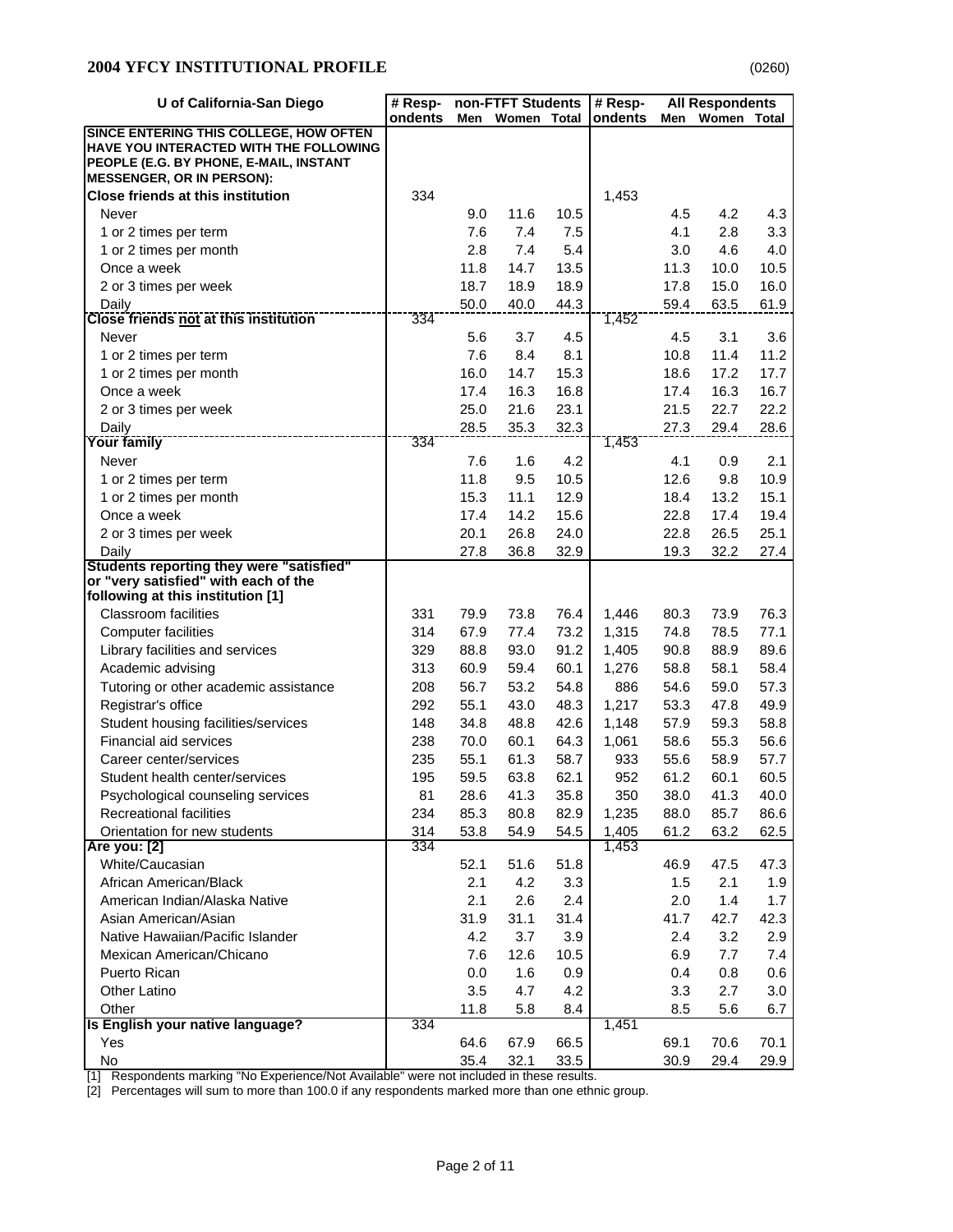## 2004 YFCY INSTITUTIONAL PROFILE

(0260)

| U of California-San Diego | # Respondents | non-FTFT Students | | | # Respondents | All Respondents | | |
|---|---|---|---|---|---|---|---|---|
| | | Men | Women | Total | | Men | Women | Total |
| **SINCE ENTERING THIS COLLEGE, HOW OFTEN HAVE YOU INTERACTED WITH THE FOLLOWING PEOPLE (E.G. BY PHONE, E-MAIL, INSTANT MESSENGER, OR IN PERSON):** | | | | | | | | |
| **Close friends at this institution** | 334 | | | | 1,453 | | | |
| Never | | 9.0 | 11.6 | 10.5 | | 4.5 | 4.2 | 4.3 |
| 1 or 2 times per term | | 7.6 | 7.4 | 7.5 | | 4.1 | 2.8 | 3.3 |
| 1 or 2 times per month | | 2.8 | 7.4 | 5.4 | | 3.0 | 4.6 | 4.0 |
| Once a week | | 11.8 | 14.7 | 13.5 | | 11.3 | 10.0 | 10.5 |
| 2 or 3 times per week | | 18.7 | 18.9 | 18.9 | | 17.8 | 15.0 | 16.0 |
| Daily | | 50.0 | 40.0 | 44.3 | | 59.4 | 63.5 | 61.9 |
| **Close friends not at this institution** | 334 | | | | 1,452 | | | |
| Never | | 5.6 | 3.7 | 4.5 | | 4.5 | 3.1 | 3.6 |
| 1 or 2 times per term | | 7.6 | 8.4 | 8.1 | | 10.8 | 11.4 | 11.2 |
| 1 or 2 times per month | | 16.0 | 14.7 | 15.3 | | 18.6 | 17.2 | 17.7 |
| Once a week | | 17.4 | 16.3 | 16.8 | | 17.4 | 16.3 | 16.7 |
| 2 or 3 times per week | | 25.0 | 21.6 | 23.1 | | 21.5 | 22.7 | 22.2 |
| Daily | | 28.5 | 35.3 | 32.3 | | 27.3 | 29.4 | 28.6 |
| **Your family** | 334 | | | | 1,453 | | | |
| Never | | 7.6 | 1.6 | 4.2 | | 4.1 | 0.9 | 2.1 |
| 1 or 2 times per term | | 11.8 | 9.5 | 10.5 | | 12.6 | 9.8 | 10.9 |
| 1 or 2 times per month | | 15.3 | 11.1 | 12.9 | | 18.4 | 13.2 | 15.1 |
| Once a week | | 17.4 | 14.2 | 15.6 | | 22.8 | 17.4 | 19.4 |
| 2 or 3 times per week | | 20.1 | 26.8 | 24.0 | | 22.8 | 26.5 | 25.1 |
| Daily | | 27.8 | 36.8 | 32.9 | | 19.3 | 32.2 | 27.4 |
| **Students reporting they were "satisfied" or "very satisfied" with each of the following at this institution [1]** | | | | | | | | |
| Classroom facilities | 331 | 79.9 | 73.8 | 76.4 | 1,446 | 80.3 | 73.9 | 76.3 |
| Computer facilities | 314 | 67.9 | 77.4 | 73.2 | 1,315 | 74.8 | 78.5 | 77.1 |
| Library facilities and services | 329 | 88.8 | 93.0 | 91.2 | 1,405 | 90.8 | 88.9 | 89.6 |
| Academic advising | 313 | 60.9 | 59.4 | 60.1 | 1,276 | 58.8 | 58.1 | 58.4 |
| Tutoring or other academic assistance | 208 | 56.7 | 53.2 | 54.8 | 886 | 54.6 | 59.0 | 57.3 |
| Registrar's office | 292 | 55.1 | 43.0 | 48.3 | 1,217 | 53.3 | 47.8 | 49.9 |
| Student housing facilities/services | 148 | 34.8 | 48.8 | 42.6 | 1,148 | 57.9 | 59.3 | 58.8 |
| Financial aid services | 238 | 70.0 | 60.1 | 64.3 | 1,061 | 58.6 | 55.3 | 56.6 |
| Career center/services | 235 | 55.1 | 61.3 | 58.7 | 933 | 55.6 | 58.9 | 57.7 |
| Student health center/services | 195 | 59.5 | 63.8 | 62.1 | 952 | 61.2 | 60.1 | 60.5 |
| Psychological counseling services | 81 | 28.6 | 41.3 | 35.8 | 350 | 38.0 | 41.3 | 40.0 |
| Recreational facilities | 234 | 85.3 | 80.8 | 82.9 | 1,235 | 88.0 | 85.7 | 86.6 |
| Orientation for new students | 314 | 53.8 | 54.9 | 54.5 | 1,405 | 61.2 | 63.2 | 62.5 |
| **Are you: [2]** | 334 | | | | 1,453 | | | |
| White/Caucasian | | 52.1 | 51.6 | 51.8 | | 46.9 | 47.5 | 47.3 |
| African American/Black | | 2.1 | 4.2 | 3.3 | | 1.5 | 2.1 | 1.9 |
| American Indian/Alaska Native | | 2.1 | 2.6 | 2.4 | | 2.0 | 1.4 | 1.7 |
| Asian American/Asian | | 31.9 | 31.1 | 31.4 | | 41.7 | 42.7 | 42.3 |
| Native Hawaiian/Pacific Islander | | 4.2 | 3.7 | 3.9 | | 2.4 | 3.2 | 2.9 |
| Mexican American/Chicano | | 7.6 | 12.6 | 10.5 | | 6.9 | 7.7 | 7.4 |
| Puerto Rican | | 0.0 | 1.6 | 0.9 | | 0.4 | 0.8 | 0.6 |
| Other Latino | | 3.5 | 4.7 | 4.2 | | 3.3 | 2.7 | 3.0 |
| Other | | 11.8 | 5.8 | 8.4 | | 8.5 | 5.6 | 6.7 |
| **Is English your native language?** | 334 | | | | 1,451 | | | |
| Yes | | 64.6 | 67.9 | 66.5 | | 69.1 | 70.6 | 70.1 |
| No | | 35.4 | 32.1 | 33.5 | | 30.9 | 29.4 | 29.9 |

[1] Respondents marking "No Experience/Not Available" were not included in these results.

[2] Percentages will sum to more than 100.0 if any respondents marked more than one ethnic group.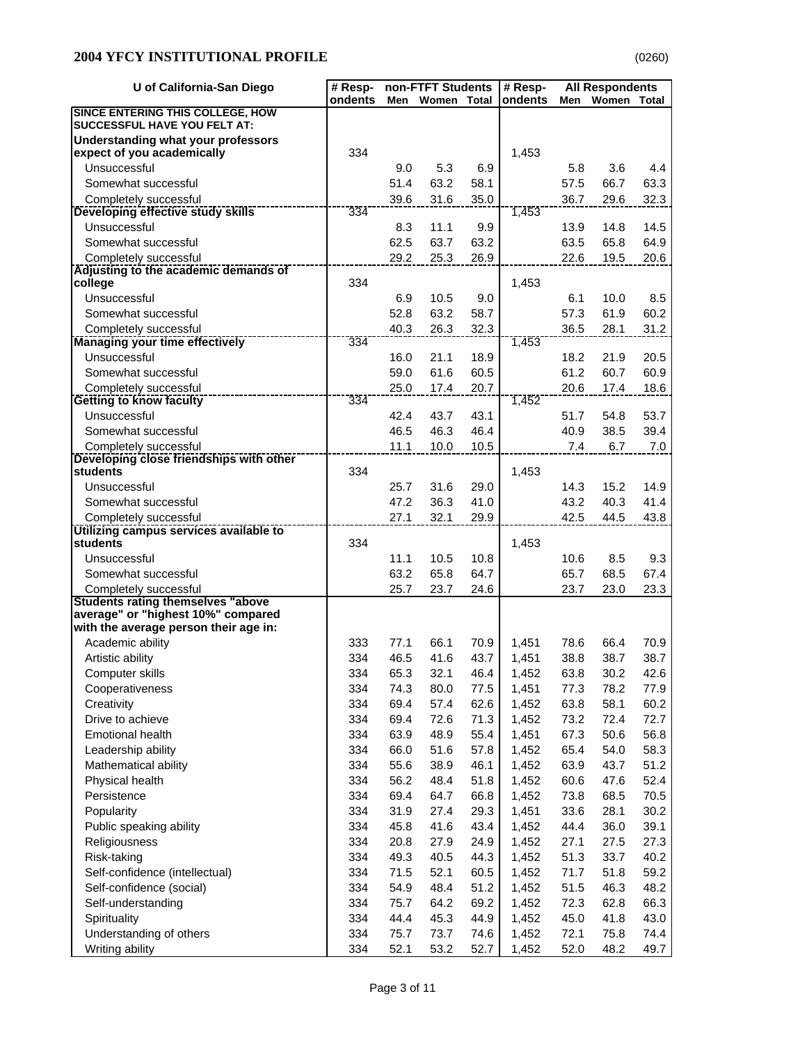## 2004 YFCY INSTITUTIONAL PROFILE

(0260)

| U of California-San Diego | # Respondents | non-FTFT Students | | | # Respondents | All Respondents | | |
|---|---|---|---|---|---|---|---|---|
| | | Men | Women | Total | | Men | Women | Total |
| **SINCE ENTERING THIS COLLEGE, HOW SUCCESSFUL HAVE YOU FELT AT:** | | | | | | | | |
| **Understanding what your professors expect of you academically** | 334 | | | | 1,453 | | | |
| Unsuccessful | | 9.0 | 5.3 | 6.9 | | 5.8 | 3.6 | 4.4 |
| Somewhat successful | | 51.4 | 63.2 | 58.1 | | 57.5 | 66.7 | 63.3 |
| Completely successful | | 39.6 | 31.6 | 35.0 | | 36.7 | 29.6 | 32.3 |
| **Developing effective study skills** | 334 | | | | 1,453 | | | |
| Unsuccessful | | 8.3 | 11.1 | 9.9 | | 13.9 | 14.8 | 14.5 |
| Somewhat successful | | 62.5 | 63.7 | 63.2 | | 63.5 | 65.8 | 64.9 |
| Completely successful | | 29.2 | 25.3 | 26.9 | | 22.6 | 19.5 | 20.6 |
| **Adjusting to the academic demands of college** | 334 | | | | 1,453 | | | |
| Unsuccessful | | 6.9 | 10.5 | 9.0 | | 6.1 | 10.0 | 8.5 |
| Somewhat successful | | 52.8 | 63.2 | 58.7 | | 57.3 | 61.9 | 60.2 |
| Completely successful | | 40.3 | 26.3 | 32.3 | | 36.5 | 28.1 | 31.2 |
| **Managing your time effectively** | 334 | | | | 1,453 | | | |
| Unsuccessful | | 16.0 | 21.1 | 18.9 | | 18.2 | 21.9 | 20.5 |
| Somewhat successful | | 59.0 | 61.6 | 60.5 | | 61.2 | 60.7 | 60.9 |
| Completely successful | | 25.0 | 17.4 | 20.7 | | 20.6 | 17.4 | 18.6 |
| **Getting to know faculty** | 334 | | | | 1,452 | | | |
| Unsuccessful | | 42.4 | 43.7 | 43.1 | | 51.7 | 54.8 | 53.7 |
| Somewhat successful | | 46.5 | 46.3 | 46.4 | | 40.9 | 38.5 | 39.4 |
| Completely successful | | 11.1 | 10.0 | 10.5 | | 7.4 | 6.7 | 7.0 |
| **Developing close friendships with other students** | 334 | | | | 1,453 | | | |
| Unsuccessful | | 25.7 | 31.6 | 29.0 | | 14.3 | 15.2 | 14.9 |
| Somewhat successful | | 47.2 | 36.3 | 41.0 | | 43.2 | 40.3 | 41.4 |
| Completely successful | | 27.1 | 32.1 | 29.9 | | 42.5 | 44.5 | 43.8 |
| **Utilizing campus services available to students** | 334 | | | | 1,453 | | | |
| Unsuccessful | | 11.1 | 10.5 | 10.8 | | 10.6 | 8.5 | 9.3 |
| Somewhat successful | | 63.2 | 65.8 | 64.7 | | 65.7 | 68.5 | 67.4 |
| Completely successful | | 25.7 | 23.7 | 24.6 | | 23.7 | 23.0 | 23.3 |
| **Students rating themselves "above average" or "highest 10%" compared with the average person their age in:** | | | | | | | | |
| Academic ability | 333 | 77.1 | 66.1 | 70.9 | 1,451 | 78.6 | 66.4 | 70.9 |
| Artistic ability | 334 | 46.5 | 41.6 | 43.7 | 1,451 | 38.8 | 38.7 | 38.7 |
| Computer skills | 334 | 65.3 | 32.1 | 46.4 | 1,452 | 63.8 | 30.2 | 42.6 |
| Cooperativeness | 334 | 74.3 | 80.0 | 77.5 | 1,451 | 77.3 | 78.2 | 77.9 |
| Creativity | 334 | 69.4 | 57.4 | 62.6 | 1,452 | 63.8 | 58.1 | 60.2 |
| Drive to achieve | 334 | 69.4 | 72.6 | 71.3 | 1,452 | 73.2 | 72.4 | 72.7 |
| Emotional health | 334 | 63.9 | 48.9 | 55.4 | 1,451 | 67.3 | 50.6 | 56.8 |
| Leadership ability | 334 | 66.0 | 51.6 | 57.8 | 1,452 | 65.4 | 54.0 | 58.3 |
| Mathematical ability | 334 | 55.6 | 38.9 | 46.1 | 1,452 | 63.9 | 43.7 | 51.2 |
| Physical health | 334 | 56.2 | 48.4 | 51.8 | 1,452 | 60.6 | 47.6 | 52.4 |
| Persistence | 334 | 69.4 | 64.7 | 66.8 | 1,452 | 73.8 | 68.5 | 70.5 |
| Popularity | 334 | 31.9 | 27.4 | 29.3 | 1,451 | 33.6 | 28.1 | 30.2 |
| Public speaking ability | 334 | 45.8 | 41.6 | 43.4 | 1,452 | 44.4 | 36.0 | 39.1 |
| Religiousness | 334 | 20.8 | 27.9 | 24.9 | 1,452 | 27.1 | 27.5 | 27.3 |
| Risk-taking | 334 | 49.3 | 40.5 | 44.3 | 1,452 | 51.3 | 33.7 | 40.2 |
| Self-confidence (intellectual) | 334 | 71.5 | 52.1 | 60.5 | 1,452 | 71.7 | 51.8 | 59.2 |
| Self-confidence (social) | 334 | 54.9 | 48.4 | 51.2 | 1,452 | 51.5 | 46.3 | 48.2 |
| Self-understanding | 334 | 75.7 | 64.2 | 69.2 | 1,452 | 72.3 | 62.8 | 66.3 |
| Spirituality | 334 | 44.4 | 45.3 | 44.9 | 1,452 | 45.0 | 41.8 | 43.0 |
| Understanding of others | 334 | 75.7 | 73.7 | 74.6 | 1,452 | 72.1 | 75.8 | 74.4 |
| Writing ability | 334 | 52.1 | 53.2 | 52.7 | 1,452 | 52.0 | 48.2 | 49.7 |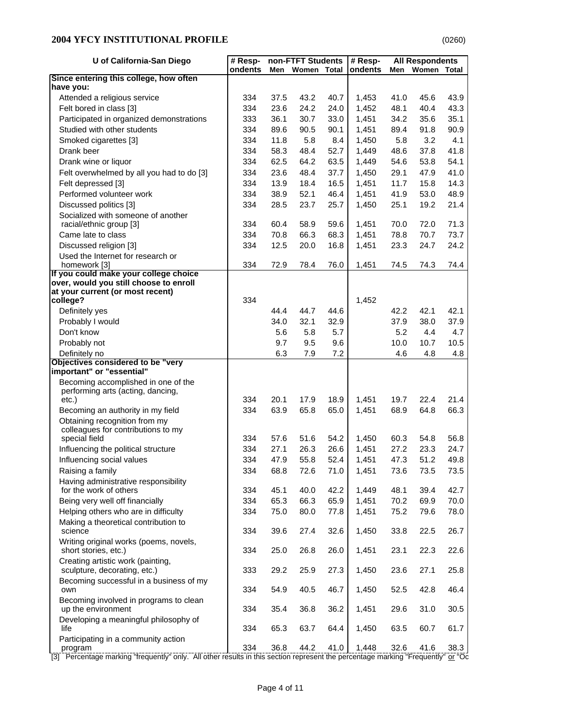## 2004 YFCY INSTITUTIONAL PROFILE

(0260)

| U of California-San Diego | # Respondents | non-FTFT Students | | | # Respondents | All Respondents | | |
|---|---|---|---|---|---|---|---|---|
| | | Men | Women | Total | | Men | Women | Total |
| **Since entering this college, how often have you:** | | | | | | | | |
| Attended a religious service | 334 | 37.5 | 43.2 | 40.7 | 1,453 | 41.0 | 45.6 | 43.9 |
| Felt bored in class [3] | 334 | 23.6 | 24.2 | 24.0 | 1,452 | 48.1 | 40.4 | 43.3 |
| Participated in organized demonstrations | 333 | 36.1 | 30.7 | 33.0 | 1,451 | 34.2 | 35.6 | 35.1 |
| Studied with other students | 334 | 89.6 | 90.5 | 90.1 | 1,451 | 89.4 | 91.8 | 90.9 |
| Smoked cigarettes [3] | 334 | 11.8 | 5.8 | 8.4 | 1,450 | 5.8 | 3.2 | 4.1 |
| Drank beer | 334 | 58.3 | 48.4 | 52.7 | 1,449 | 48.6 | 37.8 | 41.8 |
| Drank wine or liquor | 334 | 62.5 | 64.2 | 63.5 | 1,449 | 54.6 | 53.8 | 54.1 |
| Felt overwhelmed by all you had to do [3] | 334 | 23.6 | 48.4 | 37.7 | 1,450 | 29.1 | 47.9 | 41.0 |
| Felt depressed [3] | 334 | 13.9 | 18.4 | 16.5 | 1,451 | 11.7 | 15.8 | 14.3 |
| Performed volunteer work | 334 | 38.9 | 52.1 | 46.4 | 1,451 | 41.9 | 53.0 | 48.9 |
| Discussed politics [3] | 334 | 28.5 | 23.7 | 25.7 | 1,450 | 25.1 | 19.2 | 21.4 |
| Socialized with someone of another racial/ethnic group [3] | 334 | 60.4 | 58.9 | 59.6 | 1,451 | 70.0 | 72.0 | 71.3 |
| Came late to class | 334 | 70.8 | 66.3 | 68.3 | 1,451 | 78.8 | 70.7 | 73.7 |
| Discussed religion [3] | 334 | 12.5 | 20.0 | 16.8 | 1,451 | 23.3 | 24.7 | 24.2 |
| Used the Internet for research or homework [3] | 334 | 72.9 | 78.4 | 76.0 | 1,451 | 74.5 | 74.3 | 74.4 |
| **If you could make your college choice over, would you still choose to enroll at your current (or most recent) college?** | 334 | | | | 1,452 | | | |
| Definitely yes | | 44.4 | 44.7 | 44.6 | | 42.2 | 42.1 | 42.1 |
| Probably I would | | 34.0 | 32.1 | 32.9 | | 37.9 | 38.0 | 37.9 |
| Don't know | | 5.6 | 5.8 | 5.7 | | 5.2 | 4.4 | 4.7 |
| Probably not | | 9.7 | 9.5 | 9.6 | | 10.0 | 10.7 | 10.5 |
| Definitely no | | 6.3 | 7.9 | 7.2 | | 4.6 | 4.8 | 4.8 |
| **Objectives considered to be "very important" or "essential"** | | | | | | | | |
| Becoming accomplished in one of the performing arts (acting, dancing, etc.) | 334 | 20.1 | 17.9 | 18.9 | 1,451 | 19.7 | 22.4 | 21.4 |
| Becoming an authority in my field | 334 | 63.9 | 65.8 | 65.0 | 1,451 | 68.9 | 64.8 | 66.3 |
| Obtaining recognition from my colleagues for contributions to my special field | 334 | 57.6 | 51.6 | 54.2 | 1,450 | 60.3 | 54.8 | 56.8 |
| Influencing the political structure | 334 | 27.1 | 26.3 | 26.6 | 1,451 | 27.2 | 23.3 | 24.7 |
| Influencing social values | 334 | 47.9 | 55.8 | 52.4 | 1,451 | 47.3 | 51.2 | 49.8 |
| Raising a family | 334 | 68.8 | 72.6 | 71.0 | 1,451 | 73.6 | 73.5 | 73.5 |
| Having administrative responsibility for the work of others | 334 | 45.1 | 40.0 | 42.2 | 1,449 | 48.1 | 39.4 | 42.7 |
| Being very well off financially | 334 | 65.3 | 66.3 | 65.9 | 1,451 | 70.2 | 69.9 | 70.0 |
| Helping others who are in difficulty | 334 | 75.0 | 80.0 | 77.8 | 1,451 | 75.2 | 79.6 | 78.0 |
| Making a theoretical contribution to science | 334 | 39.6 | 27.4 | 32.6 | 1,450 | 33.8 | 22.5 | 26.7 |
| Writing original works (poems, novels, short stories, etc.) | 334 | 25.0 | 26.8 | 26.0 | 1,451 | 23.1 | 22.3 | 22.6 |
| Creating artistic work (painting, sculpture, decorating, etc.) | 333 | 29.2 | 25.9 | 27.3 | 1,450 | 23.6 | 27.1 | 25.8 |
| Becoming successful in a business of my own | 334 | 54.9 | 40.5 | 46.7 | 1,450 | 52.5 | 42.8 | 46.4 |
| Becoming involved in programs to clean up the environment | 334 | 35.4 | 36.8 | 36.2 | 1,451 | 29.6 | 31.0 | 30.5 |
| Developing a meaningful philosophy of life | 334 | 65.3 | 63.7 | 64.4 | 1,450 | 63.5 | 60.7 | 61.7 |
| Participating in a community action program | 334 | 36.8 | 44.2 | 41.0 | 1,448 | 32.6 | 41.6 | 38.3 |

[3] Percentage marking "frequently" only. All other results in this section represent the percentage marking "Frequently" or "Oc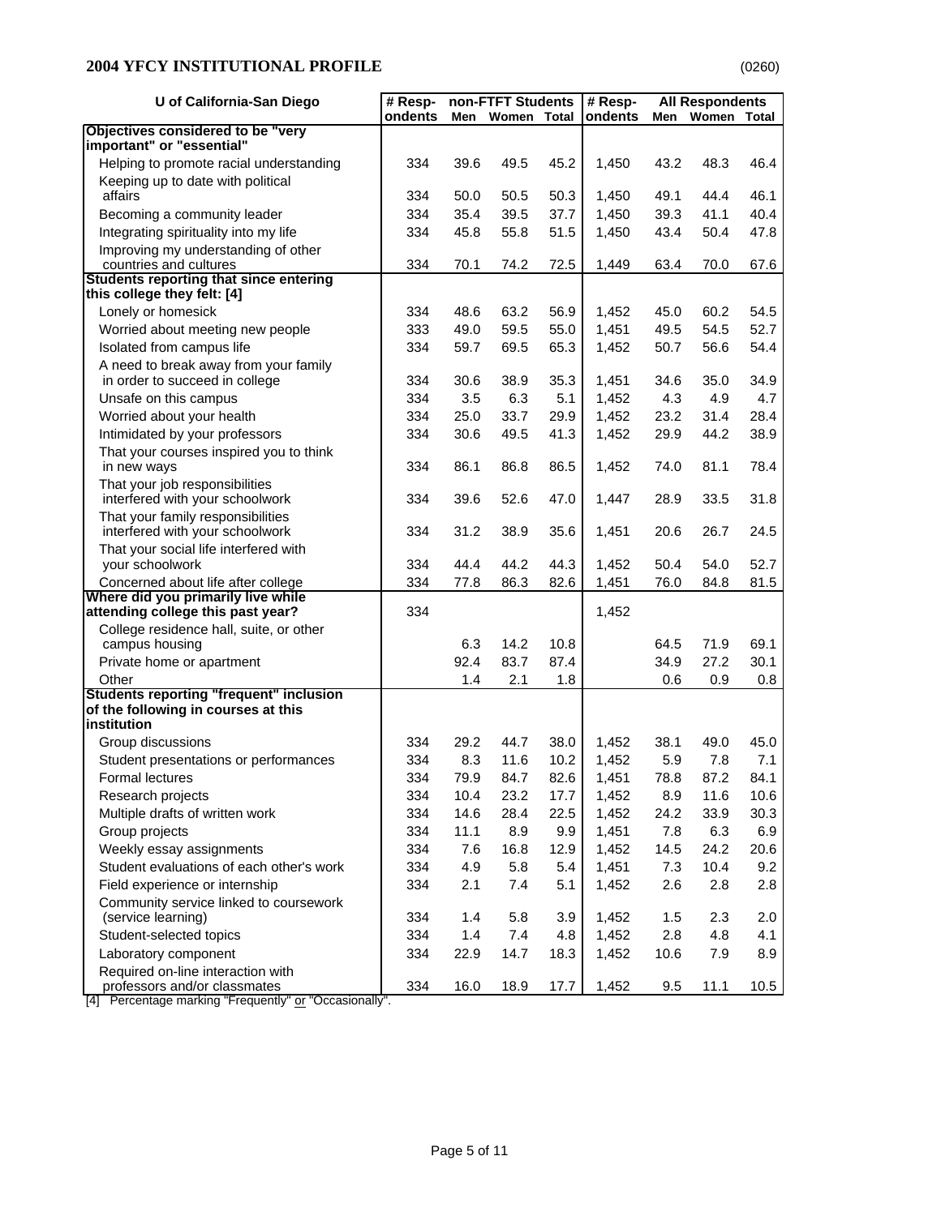## 2004 YFCY INSTITUTIONAL PROFILE

(0260)

| U of California-San Diego | # Respondents | non-FTFT Students | | | # Respondents | All Respondents | | |
|---|---|---|---|---|---|---|---|---|
| | | Men | Women | Total | | Men | Women | Total |
| **Objectives considered to be "very important" or "essential"** | | | | | | | | |
| Helping to promote racial understanding | 334 | 39.6 | 49.5 | 45.2 | 1,450 | 43.2 | 48.3 | 46.4 |
| Keeping up to date with political affairs | 334 | 50.0 | 50.5 | 50.3 | 1,450 | 49.1 | 44.4 | 46.1 |
| Becoming a community leader | 334 | 35.4 | 39.5 | 37.7 | 1,450 | 39.3 | 41.1 | 40.4 |
| Integrating spirituality into my life | 334 | 45.8 | 55.8 | 51.5 | 1,450 | 43.4 | 50.4 | 47.8 |
| Improving my understanding of other countries and cultures | 334 | 70.1 | 74.2 | 72.5 | 1,449 | 63.4 | 70.0 | 67.6 |
| **Students reporting that since entering this college they felt: [4]** | | | | | | | | |
| Lonely or homesick | 334 | 48.6 | 63.2 | 56.9 | 1,452 | 45.0 | 60.2 | 54.5 |
| Worried about meeting new people | 333 | 49.0 | 59.5 | 55.0 | 1,451 | 49.5 | 54.5 | 52.7 |
| Isolated from campus life | 334 | 59.7 | 69.5 | 65.3 | 1,452 | 50.7 | 56.6 | 54.4 |
| A need to break away from your family in order to succeed in college | 334 | 30.6 | 38.9 | 35.3 | 1,451 | 34.6 | 35.0 | 34.9 |
| Unsafe on this campus | 334 | 3.5 | 6.3 | 5.1 | 1,452 | 4.3 | 4.9 | 4.7 |
| Worried about your health | 334 | 25.0 | 33.7 | 29.9 | 1,452 | 23.2 | 31.4 | 28.4 |
| Intimidated by your professors | 334 | 30.6 | 49.5 | 41.3 | 1,452 | 29.9 | 44.2 | 38.9 |
| That your courses inspired you to think in new ways | 334 | 86.1 | 86.8 | 86.5 | 1,452 | 74.0 | 81.1 | 78.4 |
| That your job responsibilities interfered with your schoolwork | 334 | 39.6 | 52.6 | 47.0 | 1,447 | 28.9 | 33.5 | 31.8 |
| That your family responsibilities interfered with your schoolwork | 334 | 31.2 | 38.9 | 35.6 | 1,451 | 20.6 | 26.7 | 24.5 |
| That your social life interfered with your schoolwork | 334 | 44.4 | 44.2 | 44.3 | 1,452 | 50.4 | 54.0 | 52.7 |
| Concerned about life after college | 334 | 77.8 | 86.3 | 82.6 | 1,451 | 76.0 | 84.8 | 81.5 |
| **Where did you primarily live while attending college this past year?** | 334 | | | | 1,452 | | | |
| College residence hall, suite, or other campus housing | | 6.3 | 14.2 | 10.8 | | 64.5 | 71.9 | 69.1 |
| Private home or apartment | | 92.4 | 83.7 | 87.4 | | 34.9 | 27.2 | 30.1 |
| Other | | 1.4 | 2.1 | 1.8 | | 0.6 | 0.9 | 0.8 |
| **Students reporting "frequent" inclusion of the following in courses at this institution** | | | | | | | | |
| Group discussions | 334 | 29.2 | 44.7 | 38.0 | 1,452 | 38.1 | 49.0 | 45.0 |
| Student presentations or performances | 334 | 8.3 | 11.6 | 10.2 | 1,452 | 5.9 | 7.8 | 7.1 |
| Formal lectures | 334 | 79.9 | 84.7 | 82.6 | 1,451 | 78.8 | 87.2 | 84.1 |
| Research projects | 334 | 10.4 | 23.2 | 17.7 | 1,452 | 8.9 | 11.6 | 10.6 |
| Multiple drafts of written work | 334 | 14.6 | 28.4 | 22.5 | 1,452 | 24.2 | 33.9 | 30.3 |
| Group projects | 334 | 11.1 | 8.9 | 9.9 | 1,451 | 7.8 | 6.3 | 6.9 |
| Weekly essay assignments | 334 | 7.6 | 16.8 | 12.9 | 1,452 | 14.5 | 24.2 | 20.6 |
| Student evaluations of each other's work | 334 | 4.9 | 5.8 | 5.4 | 1,451 | 7.3 | 10.4 | 9.2 |
| Field experience or internship | 334 | 2.1 | 7.4 | 5.1 | 1,452 | 2.6 | 2.8 | 2.8 |
| Community service linked to coursework (service learning) | 334 | 1.4 | 5.8 | 3.9 | 1,452 | 1.5 | 2.3 | 2.0 |
| Student-selected topics | 334 | 1.4 | 7.4 | 4.8 | 1,452 | 2.8 | 4.8 | 4.1 |
| Laboratory component | 334 | 22.9 | 14.7 | 18.3 | 1,452 | 10.6 | 7.9 | 8.9 |
| Required on-line interaction with professors and/or classmates | 334 | 16.0 | 18.9 | 17.7 | 1,452 | 9.5 | 11.1 | 10.5 |

[4] Percentage marking "Frequently" or "Occasionally".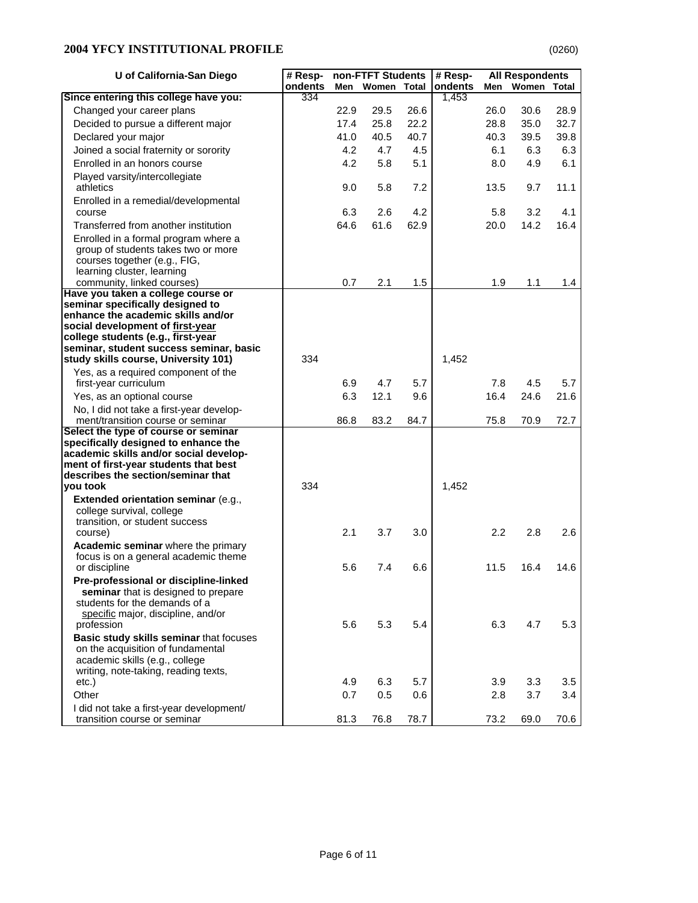## 2004 YFCY INSTITUTIONAL PROFILE

(0260)

| U of California-San Diego | # Respondents | non-FTFT Students | | | # Respondents | All Respondents | | |
|---|---|---|---|---|---|---|---|---|
| | | Men | Women | Total | | Men | Women | Total |
| **Since entering this college have you:** | 334 | | | | 1,453 | | | |
| Changed your career plans | | 22.9 | 29.5 | 26.6 | | 26.0 | 30.6 | 28.9 |
| Decided to pursue a different major | | 17.4 | 25.8 | 22.2 | | 28.8 | 35.0 | 32.7 |
| Declared your major | | 41.0 | 40.5 | 40.7 | | 40.3 | 39.5 | 39.8 |
| Joined a social fraternity or sorority | | 4.2 | 4.7 | 4.5 | | 6.1 | 6.3 | 6.3 |
| Enrolled in an honors course | | 4.2 | 5.8 | 5.1 | | 8.0 | 4.9 | 6.1 |
| Played varsity/intercollegiate athletics | | 9.0 | 5.8 | 7.2 | | 13.5 | 9.7 | 11.1 |
| Enrolled in a remedial/developmental course | | 6.3 | 2.6 | 4.2 | | 5.8 | 3.2 | 4.1 |
| Transferred from another institution | | 64.6 | 61.6 | 62.9 | | 20.0 | 14.2 | 16.4 |
| Enrolled in a formal program where a group of students takes two or more courses together (e.g., FIG, learning cluster, learning community, linked courses) | | 0.7 | 2.1 | 1.5 | | 1.9 | 1.1 | 1.4 |
| **Have you taken a college course or seminar specifically designed to enhance the academic skills and/or social development of first-year college students (e.g., first-year seminar, student success seminar, basic study skills course, University 101)** | 334 | | | | 1,452 | | | |
| Yes, as a required component of the first-year curriculum | | 6.9 | 4.7 | 5.7 | | 7.8 | 4.5 | 5.7 |
| Yes, as an optional course | | 6.3 | 12.1 | 9.6 | | 16.4 | 24.6 | 21.6 |
| No, I did not take a first-year development/transition course or seminar | | 86.8 | 83.2 | 84.7 | | 75.8 | 70.9 | 72.7 |
| **Select the type of course or seminar specifically designed to enhance the academic skills and/or social development of first-year students that best describes the section/seminar that you took** | 334 | | | | 1,452 | | | |
| **Extended orientation seminar** (e.g., college survival, college transition, or student success course) | | 2.1 | 3.7 | 3.0 | | 2.2 | 2.8 | 2.6 |
| **Academic seminar** where the primary focus is on a general academic theme or discipline | | 5.6 | 7.4 | 6.6 | | 11.5 | 16.4 | 14.6 |
| **Pre-professional or discipline-linked seminar** that is designed to prepare students for the demands of a specific major, discipline, and/or profession | | 5.6 | 5.3 | 5.4 | | 6.3 | 4.7 | 5.3 |
| **Basic study skills seminar** that focuses on the acquisition of fundamental academic skills (e.g., college writing, note-taking, reading texts, etc.) | | 4.9 | 6.3 | 5.7 | | 3.9 | 3.3 | 3.5 |
| Other | | 0.7 | 0.5 | 0.6 | | 2.8 | 3.7 | 3.4 |
| I did not take a first-year development/transition course or seminar | | 81.3 | 76.8 | 78.7 | | 73.2 | 69.0 | 70.6 |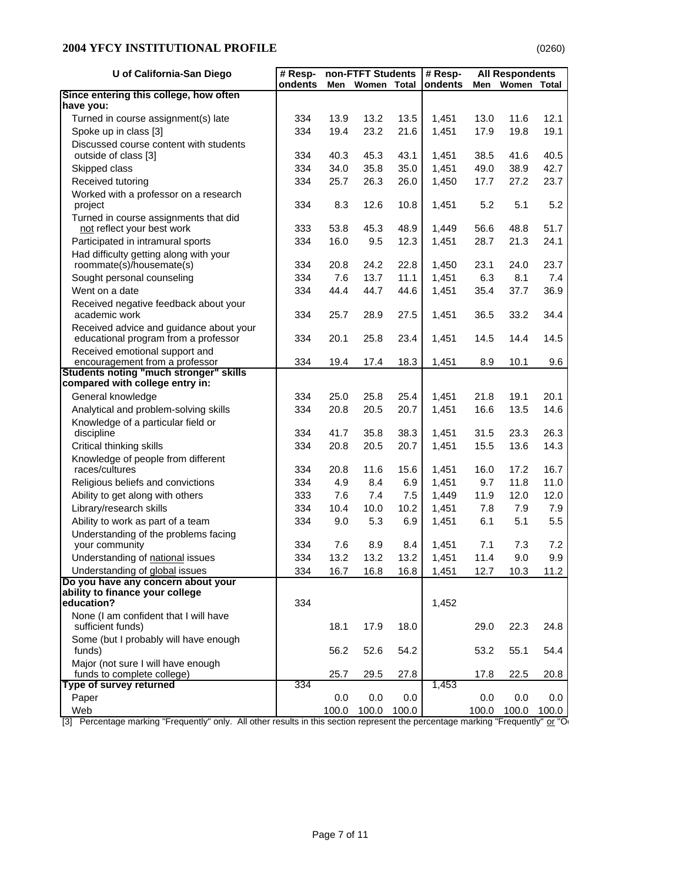## 2004 YFCY INSTITUTIONAL PROFILE

(0260)

| U of California-San Diego | # Respondents | non-FTFT Students | | | # Respondents | All Respondents | | |
|---|---|---|---|---|---|---|---|---|
| | | Men | Women | Total | | Men | Women | Total |
| **Since entering this college, how often have you:** | | | | | | | | |
| Turned in course assignment(s) late | 334 | 13.9 | 13.2 | 13.5 | 1,451 | 13.0 | 11.6 | 12.1 |
| Spoke up in class [3] | 334 | 19.4 | 23.2 | 21.6 | 1,451 | 17.9 | 19.8 | 19.1 |
| Discussed course content with students outside of class [3] | 334 | 40.3 | 45.3 | 43.1 | 1,451 | 38.5 | 41.6 | 40.5 |
| Skipped class | 334 | 34.0 | 35.8 | 35.0 | 1,451 | 49.0 | 38.9 | 42.7 |
| Received tutoring | 334 | 25.7 | 26.3 | 26.0 | 1,450 | 17.7 | 27.2 | 23.7 |
| Worked with a professor on a research project | 334 | 8.3 | 12.6 | 10.8 | 1,451 | 5.2 | 5.1 | 5.2 |
| Turned in course assignments that did not reflect your best work | 333 | 53.8 | 45.3 | 48.9 | 1,449 | 56.6 | 48.8 | 51.7 |
| Participated in intramural sports | 334 | 16.0 | 9.5 | 12.3 | 1,451 | 28.7 | 21.3 | 24.1 |
| Had difficulty getting along with your roommate(s)/housemate(s) | 334 | 20.8 | 24.2 | 22.8 | 1,450 | 23.1 | 24.0 | 23.7 |
| Sought personal counseling | 334 | 7.6 | 13.7 | 11.1 | 1,451 | 6.3 | 8.1 | 7.4 |
| Went on a date | 334 | 44.4 | 44.7 | 44.6 | 1,451 | 35.4 | 37.7 | 36.9 |
| Received negative feedback about your academic work | 334 | 25.7 | 28.9 | 27.5 | 1,451 | 36.5 | 33.2 | 34.4 |
| Received advice and guidance about your educational program from a professor | 334 | 20.1 | 25.8 | 23.4 | 1,451 | 14.5 | 14.4 | 14.5 |
| Received emotional support and encouragement from a professor | 334 | 19.4 | 17.4 | 18.3 | 1,451 | 8.9 | 10.1 | 9.6 |
| **Students noting "much stronger" skills compared with college entry in:** | | | | | | | | |
| General knowledge | 334 | 25.0 | 25.8 | 25.4 | 1,451 | 21.8 | 19.1 | 20.1 |
| Analytical and problem-solving skills | 334 | 20.8 | 20.5 | 20.7 | 1,451 | 16.6 | 13.5 | 14.6 |
| Knowledge of a particular field or discipline | 334 | 41.7 | 35.8 | 38.3 | 1,451 | 31.5 | 23.3 | 26.3 |
| Critical thinking skills | 334 | 20.8 | 20.5 | 20.7 | 1,451 | 15.5 | 13.6 | 14.3 |
| Knowledge of people from different races/cultures | 334 | 20.8 | 11.6 | 15.6 | 1,451 | 16.0 | 17.2 | 16.7 |
| Religious beliefs and convictions | 334 | 4.9 | 8.4 | 6.9 | 1,451 | 9.7 | 11.8 | 11.0 |
| Ability to get along with others | 333 | 7.6 | 7.4 | 7.5 | 1,449 | 11.9 | 12.0 | 12.0 |
| Library/research skills | 334 | 10.4 | 10.0 | 10.2 | 1,451 | 7.8 | 7.9 | 7.9 |
| Ability to work as part of a team | 334 | 9.0 | 5.3 | 6.9 | 1,451 | 6.1 | 5.1 | 5.5 |
| Understanding of the problems facing your community | 334 | 7.6 | 8.9 | 8.4 | 1,451 | 7.1 | 7.3 | 7.2 |
| Understanding of national issues | 334 | 13.2 | 13.2 | 13.2 | 1,451 | 11.4 | 9.0 | 9.9 |
| Understanding of global issues | 334 | 16.7 | 16.8 | 16.8 | 1,451 | 12.7 | 10.3 | 11.2 |
| **Do you have any concern about your ability to finance your college education?** | 334 | | | | 1,452 | | | |
| None (I am confident that I will have sufficient funds) | | 18.1 | 17.9 | 18.0 | | 29.0 | 22.3 | 24.8 |
| Some (but I probably will have enough funds) | | 56.2 | 52.6 | 54.2 | | 53.2 | 55.1 | 54.4 |
| Major (not sure I will have enough funds to complete college) | | 25.7 | 29.5 | 27.8 | | 17.8 | 22.5 | 20.8 |
| **Type of survey returned** | 334 | | | | 1,453 | | | |
| Paper | | 0.0 | 0.0 | 0.0 | | 0.0 | 0.0 | 0.0 |
| Web | | 100.0 | 100.0 | 100.0 | | 100.0 | 100.0 | 100.0 |

[3] Percentage marking "Frequently" only. All other results in this section represent the percentage marking "Frequently" or "O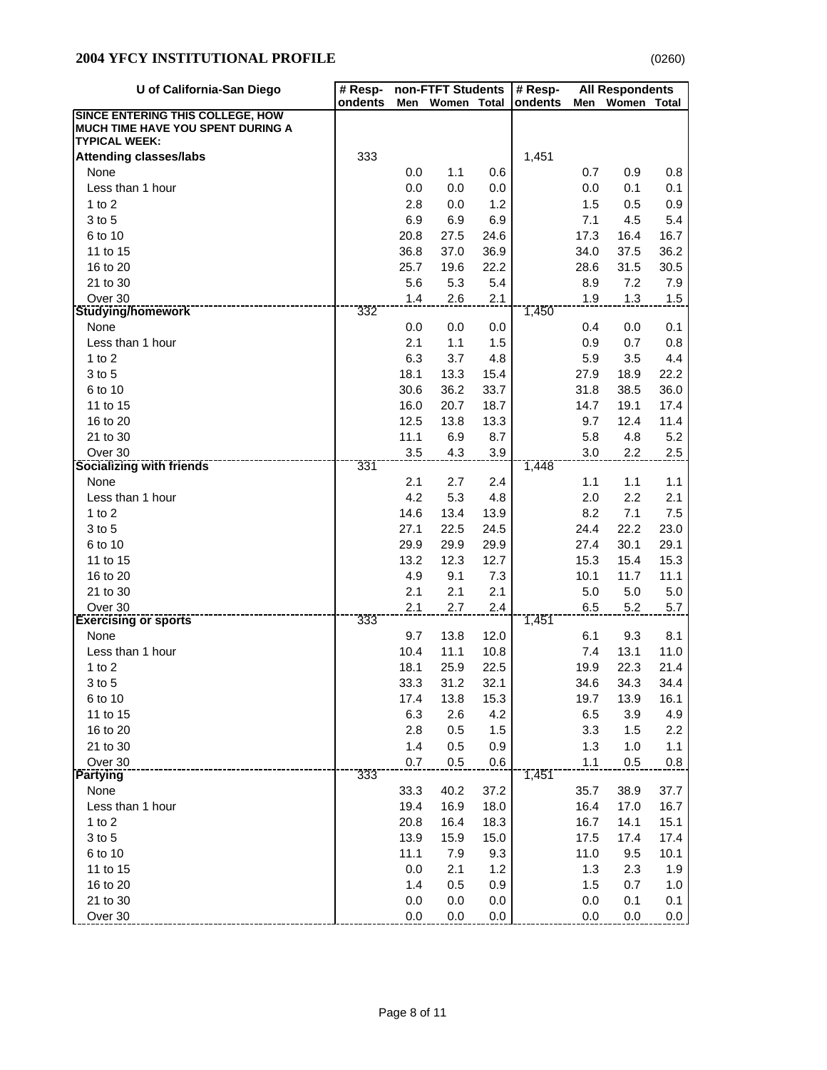## 2004 YFCY INSTITUTIONAL PROFILE

(0260)

| U of California-San Diego | # Respondents | non-FTFT Students | | | # Respondents | All Respondents | | |
|---|---|---|---|---|---|---|---|---|
| | | Men | Women | Total | | Men | Women | Total |
| **SINCE ENTERING THIS COLLEGE, HOW MUCH TIME HAVE YOU SPENT DURING A TYPICAL WEEK:** | | | | | | | | |
| **Attending classes/labs** | 333 | | | | 1,451 | | | |
| None | | 0.0 | 1.1 | 0.6 | | 0.7 | 0.9 | 0.8 |
| Less than 1 hour | | 0.0 | 0.0 | 0.0 | | 0.0 | 0.1 | 0.1 |
| 1 to 2 | | 2.8 | 0.0 | 1.2 | | 1.5 | 0.5 | 0.9 |
| 3 to 5 | | 6.9 | 6.9 | 6.9 | | 7.1 | 4.5 | 5.4 |
| 6 to 10 | | 20.8 | 27.5 | 24.6 | | 17.3 | 16.4 | 16.7 |
| 11 to 15 | | 36.8 | 37.0 | 36.9 | | 34.0 | 37.5 | 36.2 |
| 16 to 20 | | 25.7 | 19.6 | 22.2 | | 28.6 | 31.5 | 30.5 |
| 21 to 30 | | 5.6 | 5.3 | 5.4 | | 8.9 | 7.2 | 7.9 |
| Over 30 | | 1.4 | 2.6 | 2.1 | | 1.9 | 1.3 | 1.5 |
| **Studying/homework** | 332 | | | | 1,450 | | | |
| None | | 0.0 | 0.0 | 0.0 | | 0.4 | 0.0 | 0.1 |
| Less than 1 hour | | 2.1 | 1.1 | 1.5 | | 0.9 | 0.7 | 0.8 |
| 1 to 2 | | 6.3 | 3.7 | 4.8 | | 5.9 | 3.5 | 4.4 |
| 3 to 5 | | 18.1 | 13.3 | 15.4 | | 27.9 | 18.9 | 22.2 |
| 6 to 10 | | 30.6 | 36.2 | 33.7 | | 31.8 | 38.5 | 36.0 |
| 11 to 15 | | 16.0 | 20.7 | 18.7 | | 14.7 | 19.1 | 17.4 |
| 16 to 20 | | 12.5 | 13.8 | 13.3 | | 9.7 | 12.4 | 11.4 |
| 21 to 30 | | 11.1 | 6.9 | 8.7 | | 5.8 | 4.8 | 5.2 |
| Over 30 | | 3.5 | 4.3 | 3.9 | | 3.0 | 2.2 | 2.5 |
| **Socializing with friends** | 331 | | | | 1,448 | | | |
| None | | 2.1 | 2.7 | 2.4 | | 1.1 | 1.1 | 1.1 |
| Less than 1 hour | | 4.2 | 5.3 | 4.8 | | 2.0 | 2.2 | 2.1 |
| 1 to 2 | | 14.6 | 13.4 | 13.9 | | 8.2 | 7.1 | 7.5 |
| 3 to 5 | | 27.1 | 22.5 | 24.5 | | 24.4 | 22.2 | 23.0 |
| 6 to 10 | | 29.9 | 29.9 | 29.9 | | 27.4 | 30.1 | 29.1 |
| 11 to 15 | | 13.2 | 12.3 | 12.7 | | 15.3 | 15.4 | 15.3 |
| 16 to 20 | | 4.9 | 9.1 | 7.3 | | 10.1 | 11.7 | 11.1 |
| 21 to 30 | | 2.1 | 2.1 | 2.1 | | 5.0 | 5.0 | 5.0 |
| Over 30 | | 2.1 | 2.7 | 2.4 | | 6.5 | 5.2 | 5.7 |
| **Exercising or sports** | 333 | | | | 1,451 | | | |
| None | | 9.7 | 13.8 | 12.0 | | 6.1 | 9.3 | 8.1 |
| Less than 1 hour | | 10.4 | 11.1 | 10.8 | | 7.4 | 13.1 | 11.0 |
| 1 to 2 | | 18.1 | 25.9 | 22.5 | | 19.9 | 22.3 | 21.4 |
| 3 to 5 | | 33.3 | 31.2 | 32.1 | | 34.6 | 34.3 | 34.4 |
| 6 to 10 | | 17.4 | 13.8 | 15.3 | | 19.7 | 13.9 | 16.1 |
| 11 to 15 | | 6.3 | 2.6 | 4.2 | | 6.5 | 3.9 | 4.9 |
| 16 to 20 | | 2.8 | 0.5 | 1.5 | | 3.3 | 1.5 | 2.2 |
| 21 to 30 | | 1.4 | 0.5 | 0.9 | | 1.3 | 1.0 | 1.1 |
| Over 30 | | 0.7 | 0.5 | 0.6 | | 1.1 | 0.5 | 0.8 |
| **Partying** | 333 | | | | 1,451 | | | |
| None | | 33.3 | 40.2 | 37.2 | | 35.7 | 38.9 | 37.7 |
| Less than 1 hour | | 19.4 | 16.9 | 18.0 | | 16.4 | 17.0 | 16.7 |
| 1 to 2 | | 20.8 | 16.4 | 18.3 | | 16.7 | 14.1 | 15.1 |
| 3 to 5 | | 13.9 | 15.9 | 15.0 | | 17.5 | 17.4 | 17.4 |
| 6 to 10 | | 11.1 | 7.9 | 9.3 | | 11.0 | 9.5 | 10.1 |
| 11 to 15 | | 0.0 | 2.1 | 1.2 | | 1.3 | 2.3 | 1.9 |
| 16 to 20 | | 1.4 | 0.5 | 0.9 | | 1.5 | 0.7 | 1.0 |
| 21 to 30 | | 0.0 | 0.0 | 0.0 | | 0.0 | 0.1 | 0.1 |
| Over 30 | | 0.0 | 0.0 | 0.0 | | 0.0 | 0.0 | 0.0 |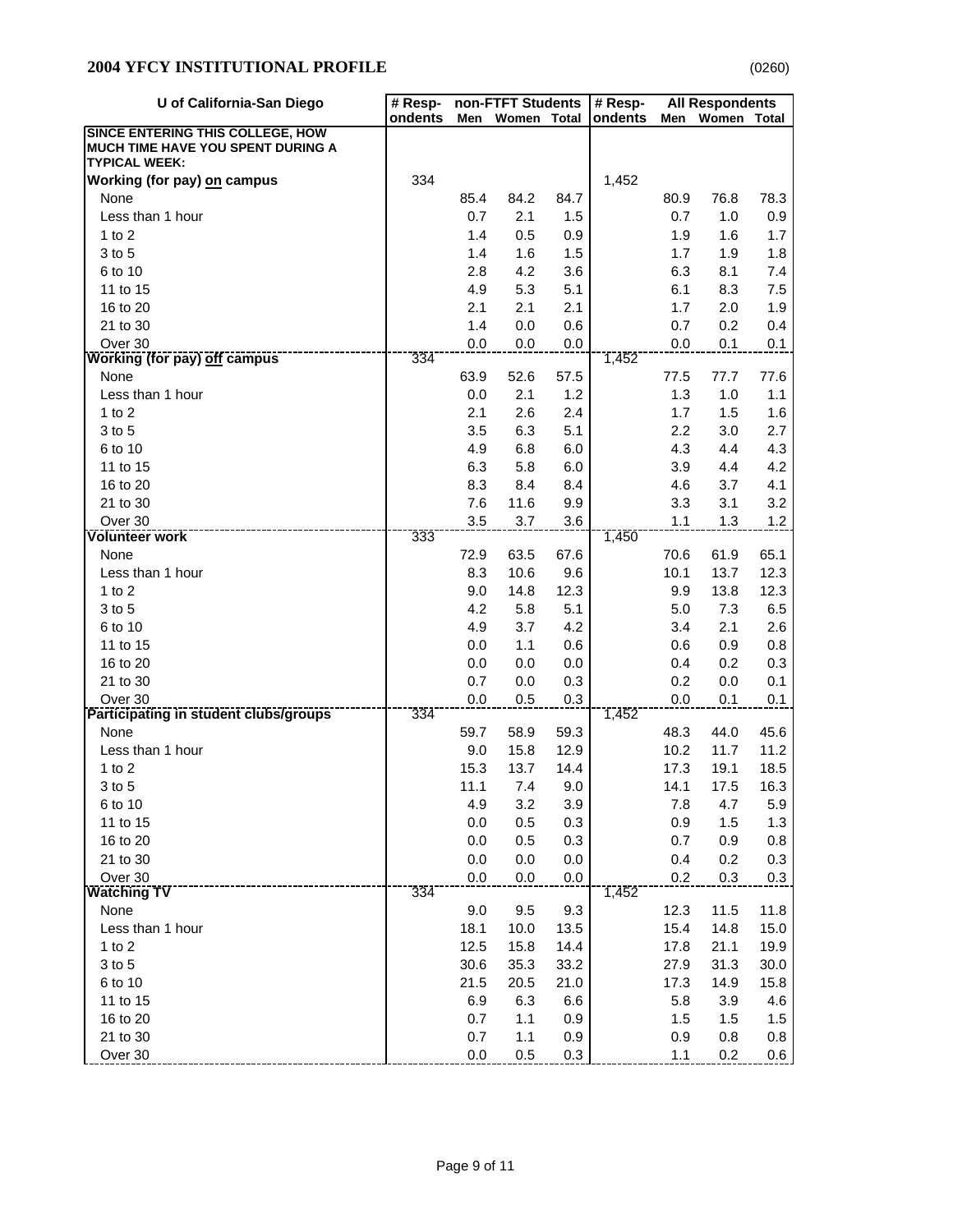## 2004 YFCY INSTITUTIONAL PROFILE

(0260)

| U of California-San Diego | # Respondents | non-FTFT Students | | | # Respondents | All Respondents | | |
|---|---|---|---|---|---|---|---|---|
| | | Men | Women | Total | | Men | Women | Total |
| **SINCE ENTERING THIS COLLEGE, HOW MUCH TIME HAVE YOU SPENT DURING A TYPICAL WEEK:** | | | | | | | | |
| **Working (for pay) on campus** | 334 | | | | 1,452 | | | |
| None | | 85.4 | 84.2 | 84.7 | | 80.9 | 76.8 | 78.3 |
| Less than 1 hour | | 0.7 | 2.1 | 1.5 | | 0.7 | 1.0 | 0.9 |
| 1 to 2 | | 1.4 | 0.5 | 0.9 | | 1.9 | 1.6 | 1.7 |
| 3 to 5 | | 1.4 | 1.6 | 1.5 | | 1.7 | 1.9 | 1.8 |
| 6 to 10 | | 2.8 | 4.2 | 3.6 | | 6.3 | 8.1 | 7.4 |
| 11 to 15 | | 4.9 | 5.3 | 5.1 | | 6.1 | 8.3 | 7.5 |
| 16 to 20 | | 2.1 | 2.1 | 2.1 | | 1.7 | 2.0 | 1.9 |
| 21 to 30 | | 1.4 | 0.0 | 0.6 | | 0.7 | 0.2 | 0.4 |
| Over 30 | | 0.0 | 0.0 | 0.0 | | 0.0 | 0.1 | 0.1 |
| **Working (for pay) off campus** | 334 | | | | 1,452 | | | |
| None | | 63.9 | 52.6 | 57.5 | | 77.5 | 77.7 | 77.6 |
| Less than 1 hour | | 0.0 | 2.1 | 1.2 | | 1.3 | 1.0 | 1.1 |
| 1 to 2 | | 2.1 | 2.6 | 2.4 | | 1.7 | 1.5 | 1.6 |
| 3 to 5 | | 3.5 | 6.3 | 5.1 | | 2.2 | 3.0 | 2.7 |
| 6 to 10 | | 4.9 | 6.8 | 6.0 | | 4.3 | 4.4 | 4.3 |
| 11 to 15 | | 6.3 | 5.8 | 6.0 | | 3.9 | 4.4 | 4.2 |
| 16 to 20 | | 8.3 | 8.4 | 8.4 | | 4.6 | 3.7 | 4.1 |
| 21 to 30 | | 7.6 | 11.6 | 9.9 | | 3.3 | 3.1 | 3.2 |
| Over 30 | | 3.5 | 3.7 | 3.6 | | 1.1 | 1.3 | 1.2 |
| **Volunteer work** | 333 | | | | 1,450 | | | |
| None | | 72.9 | 63.5 | 67.6 | | 70.6 | 61.9 | 65.1 |
| Less than 1 hour | | 8.3 | 10.6 | 9.6 | | 10.1 | 13.7 | 12.3 |
| 1 to 2 | | 9.0 | 14.8 | 12.3 | | 9.9 | 13.8 | 12.3 |
| 3 to 5 | | 4.2 | 5.8 | 5.1 | | 5.0 | 7.3 | 6.5 |
| 6 to 10 | | 4.9 | 3.7 | 4.2 | | 3.4 | 2.1 | 2.6 |
| 11 to 15 | | 0.0 | 1.1 | 0.6 | | 0.6 | 0.9 | 0.8 |
| 16 to 20 | | 0.0 | 0.0 | 0.0 | | 0.4 | 0.2 | 0.3 |
| 21 to 30 | | 0.7 | 0.0 | 0.3 | | 0.2 | 0.0 | 0.1 |
| Over 30 | | 0.0 | 0.5 | 0.3 | | 0.0 | 0.1 | 0.1 |
| **Participating in student clubs/groups** | 334 | | | | 1,452 | | | |
| None | | 59.7 | 58.9 | 59.3 | | 48.3 | 44.0 | 45.6 |
| Less than 1 hour | | 9.0 | 15.8 | 12.9 | | 10.2 | 11.7 | 11.2 |
| 1 to 2 | | 15.3 | 13.7 | 14.4 | | 17.3 | 19.1 | 18.5 |
| 3 to 5 | | 11.1 | 7.4 | 9.0 | | 14.1 | 17.5 | 16.3 |
| 6 to 10 | | 4.9 | 3.2 | 3.9 | | 7.8 | 4.7 | 5.9 |
| 11 to 15 | | 0.0 | 0.5 | 0.3 | | 0.9 | 1.5 | 1.3 |
| 16 to 20 | | 0.0 | 0.5 | 0.3 | | 0.7 | 0.9 | 0.8 |
| 21 to 30 | | 0.0 | 0.0 | 0.0 | | 0.4 | 0.2 | 0.3 |
| Over 30 | | 0.0 | 0.0 | 0.0 | | 0.2 | 0.3 | 0.3 |
| **Watching TV** | 334 | | | | 1,452 | | | |
| None | | 9.0 | 9.5 | 9.3 | | 12.3 | 11.5 | 11.8 |
| Less than 1 hour | | 18.1 | 10.0 | 13.5 | | 15.4 | 14.8 | 15.0 |
| 1 to 2 | | 12.5 | 15.8 | 14.4 | | 17.8 | 21.1 | 19.9 |
| 3 to 5 | | 30.6 | 35.3 | 33.2 | | 27.9 | 31.3 | 30.0 |
| 6 to 10 | | 21.5 | 20.5 | 21.0 | | 17.3 | 14.9 | 15.8 |
| 11 to 15 | | 6.9 | 6.3 | 6.6 | | 5.8 | 3.9 | 4.6 |
| 16 to 20 | | 0.7 | 1.1 | 0.9 | | 1.5 | 1.5 | 1.5 |
| 21 to 30 | | 0.7 | 1.1 | 0.9 | | 0.9 | 0.8 | 0.8 |
| Over 30 | | 0.0 | 0.5 | 0.3 | | 1.1 | 0.2 | 0.6 |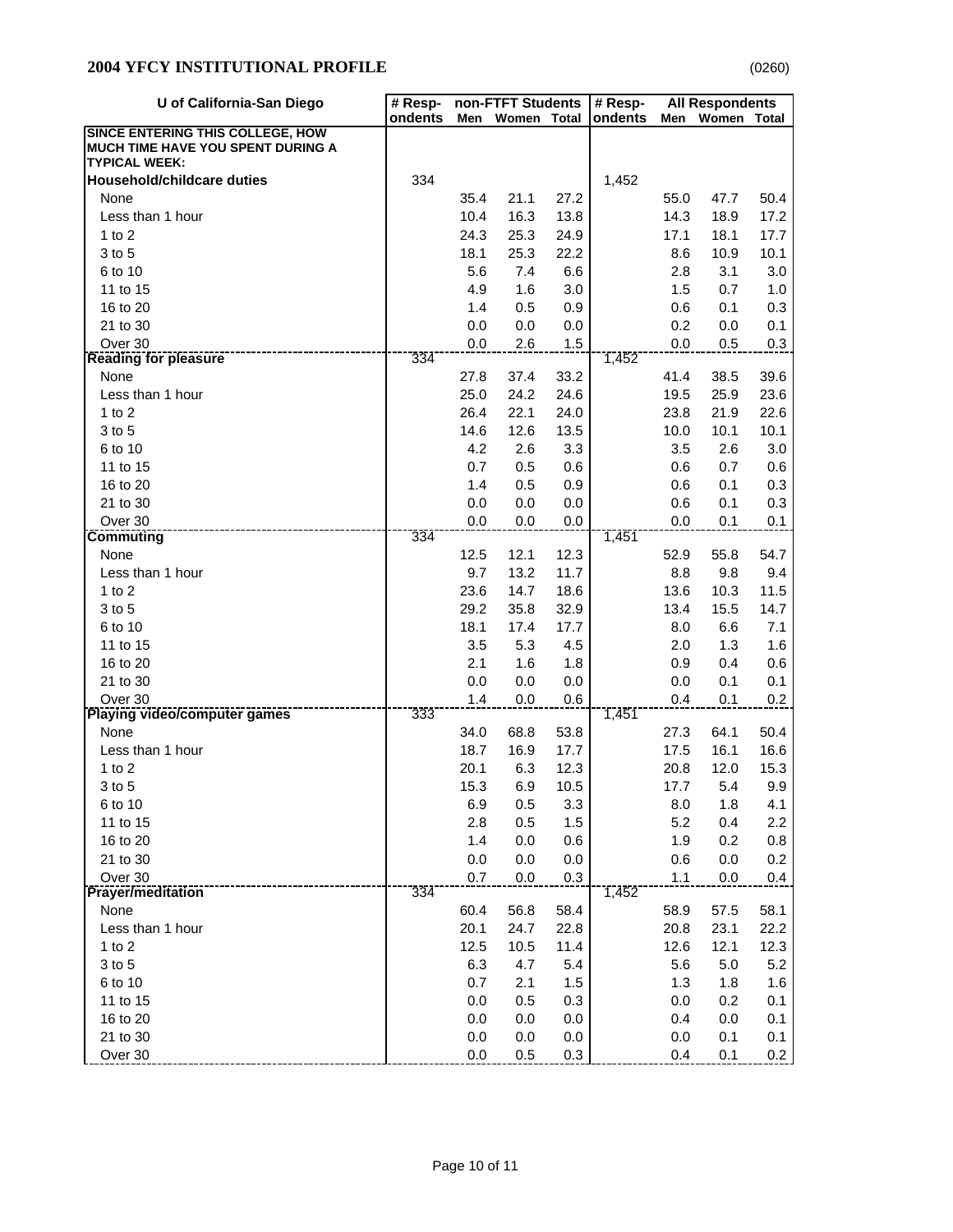## 2004 YFCY INSTITUTIONAL PROFILE

(0260)

| U of California-San Diego | # Respondents | non-FTFT Students | | | # Respondents | All Respondents | | |
|---|---|---|---|---|---|---|---|---|
| | | Men | Women | Total | | Men | Women | Total |
| **SINCE ENTERING THIS COLLEGE, HOW MUCH TIME HAVE YOU SPENT DURING A TYPICAL WEEK:** | | | | | | | | |
| **Household/childcare duties** | 334 | | | | 1,452 | | | |
| None | | 35.4 | 21.1 | 27.2 | | 55.0 | 47.7 | 50.4 |
| Less than 1 hour | | 10.4 | 16.3 | 13.8 | | 14.3 | 18.9 | 17.2 |
| 1 to 2 | | 24.3 | 25.3 | 24.9 | | 17.1 | 18.1 | 17.7 |
| 3 to 5 | | 18.1 | 25.3 | 22.2 | | 8.6 | 10.9 | 10.1 |
| 6 to 10 | | 5.6 | 7.4 | 6.6 | | 2.8 | 3.1 | 3.0 |
| 11 to 15 | | 4.9 | 1.6 | 3.0 | | 1.5 | 0.7 | 1.0 |
| 16 to 20 | | 1.4 | 0.5 | 0.9 | | 0.6 | 0.1 | 0.3 |
| 21 to 30 | | 0.0 | 0.0 | 0.0 | | 0.2 | 0.0 | 0.1 |
| Over 30 | | 0.0 | 2.6 | 1.5 | | 0.0 | 0.5 | 0.3 |
| **Reading for pleasure** | 334 | | | | 1,452 | | | |
| None | | 27.8 | 37.4 | 33.2 | | 41.4 | 38.5 | 39.6 |
| Less than 1 hour | | 25.0 | 24.2 | 24.6 | | 19.5 | 25.9 | 23.6 |
| 1 to 2 | | 26.4 | 22.1 | 24.0 | | 23.8 | 21.9 | 22.6 |
| 3 to 5 | | 14.6 | 12.6 | 13.5 | | 10.0 | 10.1 | 10.1 |
| 6 to 10 | | 4.2 | 2.6 | 3.3 | | 3.5 | 2.6 | 3.0 |
| 11 to 15 | | 0.7 | 0.5 | 0.6 | | 0.6 | 0.7 | 0.6 |
| 16 to 20 | | 1.4 | 0.5 | 0.9 | | 0.6 | 0.1 | 0.3 |
| 21 to 30 | | 0.0 | 0.0 | 0.0 | | 0.6 | 0.1 | 0.3 |
| Over 30 | | 0.0 | 0.0 | 0.0 | | 0.0 | 0.1 | 0.1 |
| **Commuting** | 334 | | | | 1,451 | | | |
| None | | 12.5 | 12.1 | 12.3 | | 52.9 | 55.8 | 54.7 |
| Less than 1 hour | | 9.7 | 13.2 | 11.7 | | 8.8 | 9.8 | 9.4 |
| 1 to 2 | | 23.6 | 14.7 | 18.6 | | 13.6 | 10.3 | 11.5 |
| 3 to 5 | | 29.2 | 35.8 | 32.9 | | 13.4 | 15.5 | 14.7 |
| 6 to 10 | | 18.1 | 17.4 | 17.7 | | 8.0 | 6.6 | 7.1 |
| 11 to 15 | | 3.5 | 5.3 | 4.5 | | 2.0 | 1.3 | 1.6 |
| 16 to 20 | | 2.1 | 1.6 | 1.8 | | 0.9 | 0.4 | 0.6 |
| 21 to 30 | | 0.0 | 0.0 | 0.0 | | 0.0 | 0.1 | 0.1 |
| Over 30 | | 1.4 | 0.0 | 0.6 | | 0.4 | 0.1 | 0.2 |
| **Playing video/computer games** | 333 | | | | 1,451 | | | |
| None | | 34.0 | 68.8 | 53.8 | | 27.3 | 64.1 | 50.4 |
| Less than 1 hour | | 18.7 | 16.9 | 17.7 | | 17.5 | 16.1 | 16.6 |
| 1 to 2 | | 20.1 | 6.3 | 12.3 | | 20.8 | 12.0 | 15.3 |
| 3 to 5 | | 15.3 | 6.9 | 10.5 | | 17.7 | 5.4 | 9.9 |
| 6 to 10 | | 6.9 | 0.5 | 3.3 | | 8.0 | 1.8 | 4.1 |
| 11 to 15 | | 2.8 | 0.5 | 1.5 | | 5.2 | 0.4 | 2.2 |
| 16 to 20 | | 1.4 | 0.0 | 0.6 | | 1.9 | 0.2 | 0.8 |
| 21 to 30 | | 0.0 | 0.0 | 0.0 | | 0.6 | 0.0 | 0.2 |
| Over 30 | | 0.7 | 0.0 | 0.3 | | 1.1 | 0.0 | 0.4 |
| **Prayer/meditation** | 334 | | | | 1,452 | | | |
| None | | 60.4 | 56.8 | 58.4 | | 58.9 | 57.5 | 58.1 |
| Less than 1 hour | | 20.1 | 24.7 | 22.8 | | 20.8 | 23.1 | 22.2 |
| 1 to 2 | | 12.5 | 10.5 | 11.4 | | 12.6 | 12.1 | 12.3 |
| 3 to 5 | | 6.3 | 4.7 | 5.4 | | 5.6 | 5.0 | 5.2 |
| 6 to 10 | | 0.7 | 2.1 | 1.5 | | 1.3 | 1.8 | 1.6 |
| 11 to 15 | | 0.0 | 0.5 | 0.3 | | 0.0 | 0.2 | 0.1 |
| 16 to 20 | | 0.0 | 0.0 | 0.0 | | 0.4 | 0.0 | 0.1 |
| 21 to 30 | | 0.0 | 0.0 | 0.0 | | 0.0 | 0.1 | 0.1 |
| Over 30 | | 0.0 | 0.5 | 0.3 | | 0.4 | 0.1 | 0.2 |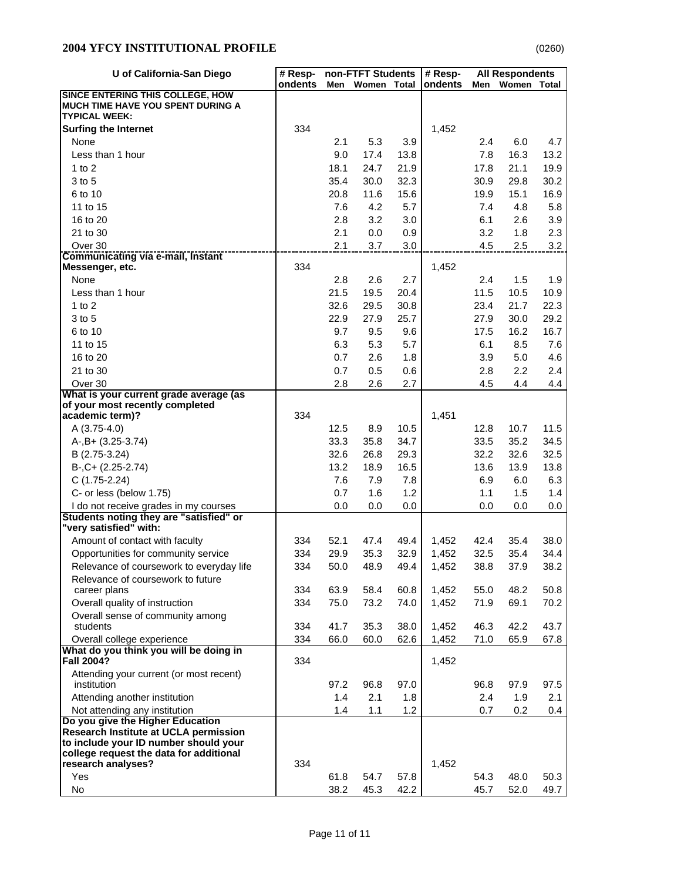## 2004 YFCY INSTITUTIONAL PROFILE

(0260)

| U of California-San Diego | # Respondents | non-FTFT Students | | | # Respondents | All Respondents | | |
|---|---|---|---|---|---|---|---|---|
| | | Men | Women | Total | | Men | Women | Total |
| **SINCE ENTERING THIS COLLEGE, HOW MUCH TIME HAVE YOU SPENT DURING A TYPICAL WEEK:** | | | | | | | | |
| **Surfing the Internet** | 334 | | | | 1,452 | | | |
| None | | 2.1 | 5.3 | 3.9 | | 2.4 | 6.0 | 4.7 |
| Less than 1 hour | | 9.0 | 17.4 | 13.8 | | 7.8 | 16.3 | 13.2 |
| 1 to 2 | | 18.1 | 24.7 | 21.9 | | 17.8 | 21.1 | 19.9 |
| 3 to 5 | | 35.4 | 30.0 | 32.3 | | 30.9 | 29.8 | 30.2 |
| 6 to 10 | | 20.8 | 11.6 | 15.6 | | 19.9 | 15.1 | 16.9 |
| 11 to 15 | | 7.6 | 4.2 | 5.7 | | 7.4 | 4.8 | 5.8 |
| 16 to 20 | | 2.8 | 3.2 | 3.0 | | 6.1 | 2.6 | 3.9 |
| 21 to 30 | | 2.1 | 0.0 | 0.9 | | 3.2 | 1.8 | 2.3 |
| Over 30 | | 2.1 | 3.7 | 3.0 | | 4.5 | 2.5 | 3.2 |
| **Communicating via e-mail, Instant Messenger, etc.** | 334 | | | | 1,452 | | | |
| None | | 2.8 | 2.6 | 2.7 | | 2.4 | 1.5 | 1.9 |
| Less than 1 hour | | 21.5 | 19.5 | 20.4 | | 11.5 | 10.5 | 10.9 |
| 1 to 2 | | 32.6 | 29.5 | 30.8 | | 23.4 | 21.7 | 22.3 |
| 3 to 5 | | 22.9 | 27.9 | 25.7 | | 27.9 | 30.0 | 29.2 |
| 6 to 10 | | 9.7 | 9.5 | 9.6 | | 17.5 | 16.2 | 16.7 |
| 11 to 15 | | 6.3 | 5.3 | 5.7 | | 6.1 | 8.5 | 7.6 |
| 16 to 20 | | 0.7 | 2.6 | 1.8 | | 3.9 | 5.0 | 4.6 |
| 21 to 30 | | 0.7 | 0.5 | 0.6 | | 2.8 | 2.2 | 2.4 |
| Over 30 | | 2.8 | 2.6 | 2.7 | | 4.5 | 4.4 | 4.4 |
| **What is your current grade average (as of your most recently completed academic term)?** | 334 | | | | 1,451 | | | |
| A (3.75-4.0) | | 12.5 | 8.9 | 10.5 | | 12.8 | 10.7 | 11.5 |
| A-,B+ (3.25-3.74) | | 33.3 | 35.8 | 34.7 | | 33.5 | 35.2 | 34.5 |
| B (2.75-3.24) | | 32.6 | 26.8 | 29.3 | | 32.2 | 32.6 | 32.5 |
| B-,C+ (2.25-2.74) | | 13.2 | 18.9 | 16.5 | | 13.6 | 13.9 | 13.8 |
| C (1.75-2.24) | | 7.6 | 7.9 | 7.8 | | 6.9 | 6.0 | 6.3 |
| C- or less (below 1.75) | | 0.7 | 1.6 | 1.2 | | 1.1 | 1.5 | 1.4 |
| I do not receive grades in my courses | | 0.0 | 0.0 | 0.0 | | 0.0 | 0.0 | 0.0 |
| **Students noting they are "satisfied" or "very satisfied" with:** | | | | | | | | |
| Amount of contact with faculty | 334 | 52.1 | 47.4 | 49.4 | 1,452 | 42.4 | 35.4 | 38.0 |
| Opportunities for community service | 334 | 29.9 | 35.3 | 32.9 | 1,452 | 32.5 | 35.4 | 34.4 |
| Relevance of coursework to everyday life | 334 | 50.0 | 48.9 | 49.4 | 1,452 | 38.8 | 37.9 | 38.2 |
| Relevance of coursework to future career plans | 334 | 63.9 | 58.4 | 60.8 | 1,452 | 55.0 | 48.2 | 50.8 |
| Overall quality of instruction | 334 | 75.0 | 73.2 | 74.0 | 1,452 | 71.9 | 69.1 | 70.2 |
| Overall sense of community among students | 334 | 41.7 | 35.3 | 38.0 | 1,452 | 46.3 | 42.2 | 43.7 |
| Overall college experience | 334 | 66.0 | 60.0 | 62.6 | 1,452 | 71.0 | 65.9 | 67.8 |
| **What do you think you will be doing in Fall 2004?** | 334 | | | | 1,452 | | | |
| Attending your current (or most recent) institution | | 97.2 | 96.8 | 97.0 | | 96.8 | 97.9 | 97.5 |
| Attending another institution | | 1.4 | 2.1 | 1.8 | | 2.4 | 1.9 | 2.1 |
| Not attending any institution | | 1.4 | 1.1 | 1.2 | | 0.7 | 0.2 | 0.4 |
| **Do you give the Higher Education Research Institute at UCLA permission to include your ID number should your college request the data for additional research analyses?** | 334 | | | | 1,452 | | | |
| Yes | | 61.8 | 54.7 | 57.8 | | 54.3 | 48.0 | 50.3 |
| No | | 38.2 | 45.3 | 42.2 | | 45.7 | 52.0 | 49.7 |